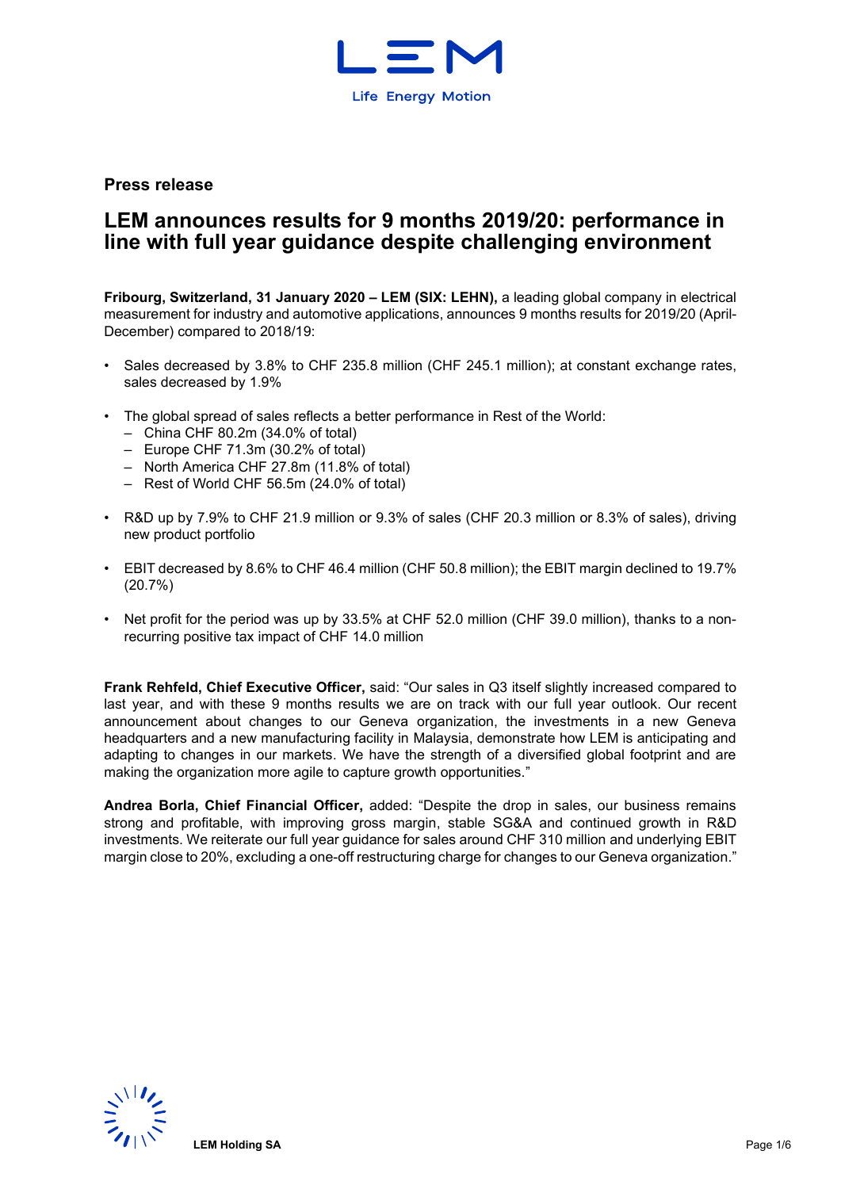**Press release**

# LEM announces results for 9 months 2019/20: performance in line with full year guidance despite challenging environment

**Fribourg, Switzerland, 31 January 2020 – LEM (SIX: LEHN),** a leading global company in electrical measurement for industry and automotive applications, announces 9 months results for 2019/20 (April-December) compared to 2018/19:

- Sales decreased by 3.8% to CHF 235.8 million (CHF 245.1 million); at constant exchange rates, sales decreased by 1.9%
- The global spread of sales reflects a better performance in Rest of the World:
  - China CHF 80.2m (34.0% of total)
  - Europe CHF 71.3m (30.2% of total)
  - North America CHF 27.8m (11.8% of total)
  - Rest of World CHF 56.5m (24.0% of total)
- R&D up by 7.9% to CHF 21.9 million or 9.3% of sales (CHF 20.3 million or 8.3% of sales), driving new product portfolio
- EBIT decreased by 8.6% to CHF 46.4 million (CHF 50.8 million); the EBIT margin declined to 19.7% (20.7%)
- Net profit for the period was up by 33.5% at CHF 52.0 million (CHF 39.0 million), thanks to a non-recurring positive tax impact of CHF 14.0 million

**Frank Rehfeld, Chief Executive Officer,** said: "Our sales in Q3 itself slightly increased compared to last year, and with these 9 months results we are on track with our full year outlook. Our recent announcement about changes to our Geneva organization, the investments in a new Geneva headquarters and a new manufacturing facility in Malaysia, demonstrate how LEM is anticipating and adapting to changes in our markets. We have the strength of a diversified global footprint and are making the organization more agile to capture growth opportunities."

**Andrea Borla, Chief Financial Officer,** added: "Despite the drop in sales, our business remains strong and profitable, with improving gross margin, stable SG&A and continued growth in R&D investments. We reiterate our full year guidance for sales around CHF 310 million and underlying EBIT margin close to 20%, excluding a one-off restructuring charge for changes to our Geneva organization."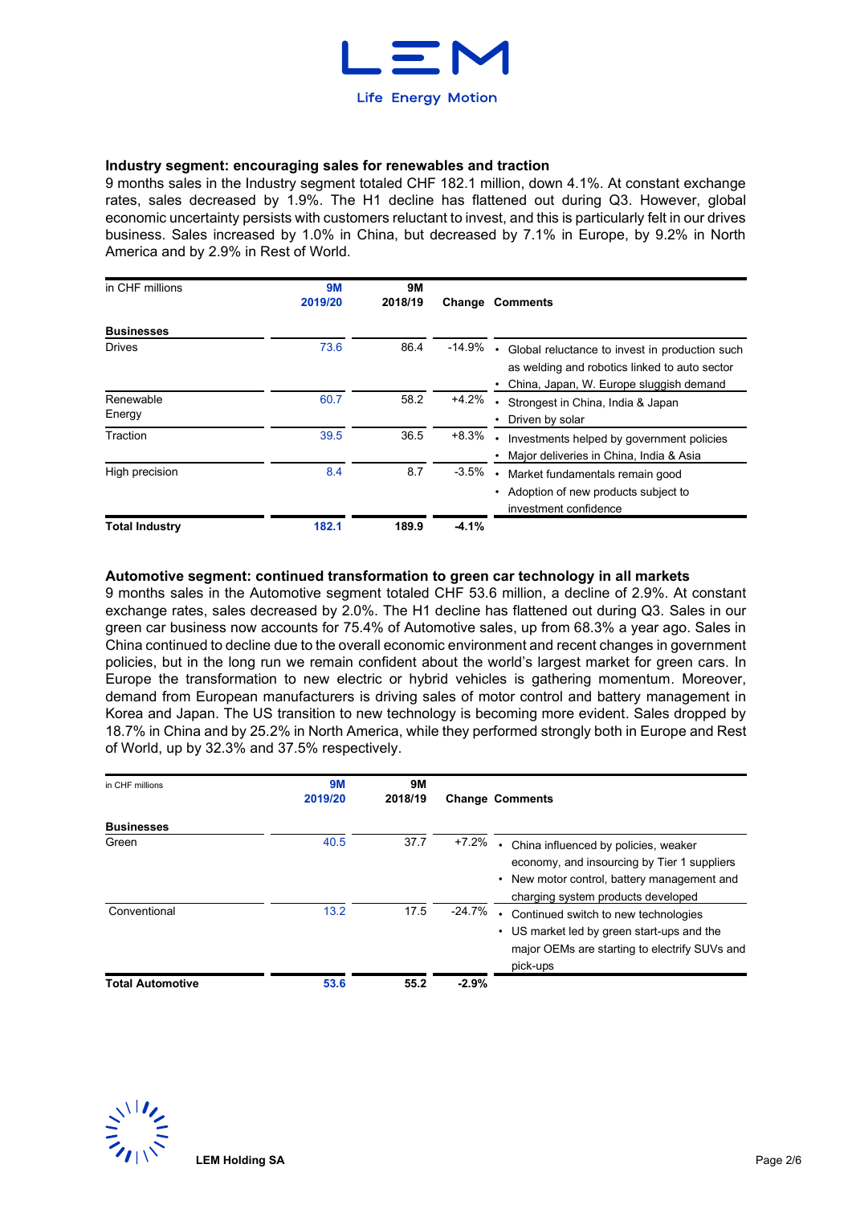### Industry segment: encouraging sales for renewables and traction

9 months sales in the Industry segment totaled CHF 182.1 million, down 4.1%. At constant exchange rates, sales decreased by 1.9%. The H1 decline has flattened out during Q3. However, global economic uncertainty persists with customers reluctant to invest, and this is particularly felt in our drives business. Sales increased by 1.0% in China, but decreased by 7.1% in Europe, by 9.2% in North America and by 2.9% in Rest of World.

| in CHF millions | 9M 2019/20 | 9M 2018/19 | Change | Comments |
|---|---|---|---|---|
| **Businesses** | | | | |
| Drives | 73.6 | 86.4 | -14.9% | • Global reluctance to invest in production such as welding and robotics linked to auto sector<br>• China, Japan, W. Europe sluggish demand |
| Renewable Energy | 60.7 | 58.2 | +4.2% | • Strongest in China, India & Japan<br>• Driven by solar |
| Traction | 39.5 | 36.5 | +8.3% | • Investments helped by government policies<br>• Major deliveries in China, India & Asia |
| High precision | 8.4 | 8.7 | -3.5% | • Market fundamentals remain good<br>• Adoption of new products subject to investment confidence |
| **Total Industry** | **182.1** | **189.9** | **-4.1%** | |

### Automotive segment: continued transformation to green car technology in all markets

9 months sales in the Automotive segment totaled CHF 53.6 million, a decline of 2.9%. At constant exchange rates, sales decreased by 2.0%. The H1 decline has flattened out during Q3. Sales in our green car business now accounts for 75.4% of Automotive sales, up from 68.3% a year ago. Sales in China continued to decline due to the overall economic environment and recent changes in government policies, but in the long run we remain confident about the world's largest market for green cars. In Europe the transformation to new electric or hybrid vehicles is gathering momentum. Moreover, demand from European manufacturers is driving sales of motor control and battery management in Korea and Japan. The US transition to new technology is becoming more evident. Sales dropped by 18.7% in China and by 25.2% in North America, while they performed strongly both in Europe and Rest of World, up by 32.3% and 37.5% respectively.

| in CHF millions | 9M 2019/20 | 9M 2018/19 | Change | Comments |
|---|---|---|---|---|
| **Businesses** | | | | |
| Green | 40.5 | 37.7 | +7.2% | • China influenced by policies, weaker economy, and insourcing by Tier 1 suppliers<br>• New motor control, battery management and charging system products developed |
| Conventional | 13.2 | 17.5 | -24.7% | • Continued switch to new technologies<br>• US market led by green start-ups and the major OEMs are starting to electrify SUVs and pick-ups |
| **Total Automotive** | **53.6** | **55.2** | **-2.9%** | |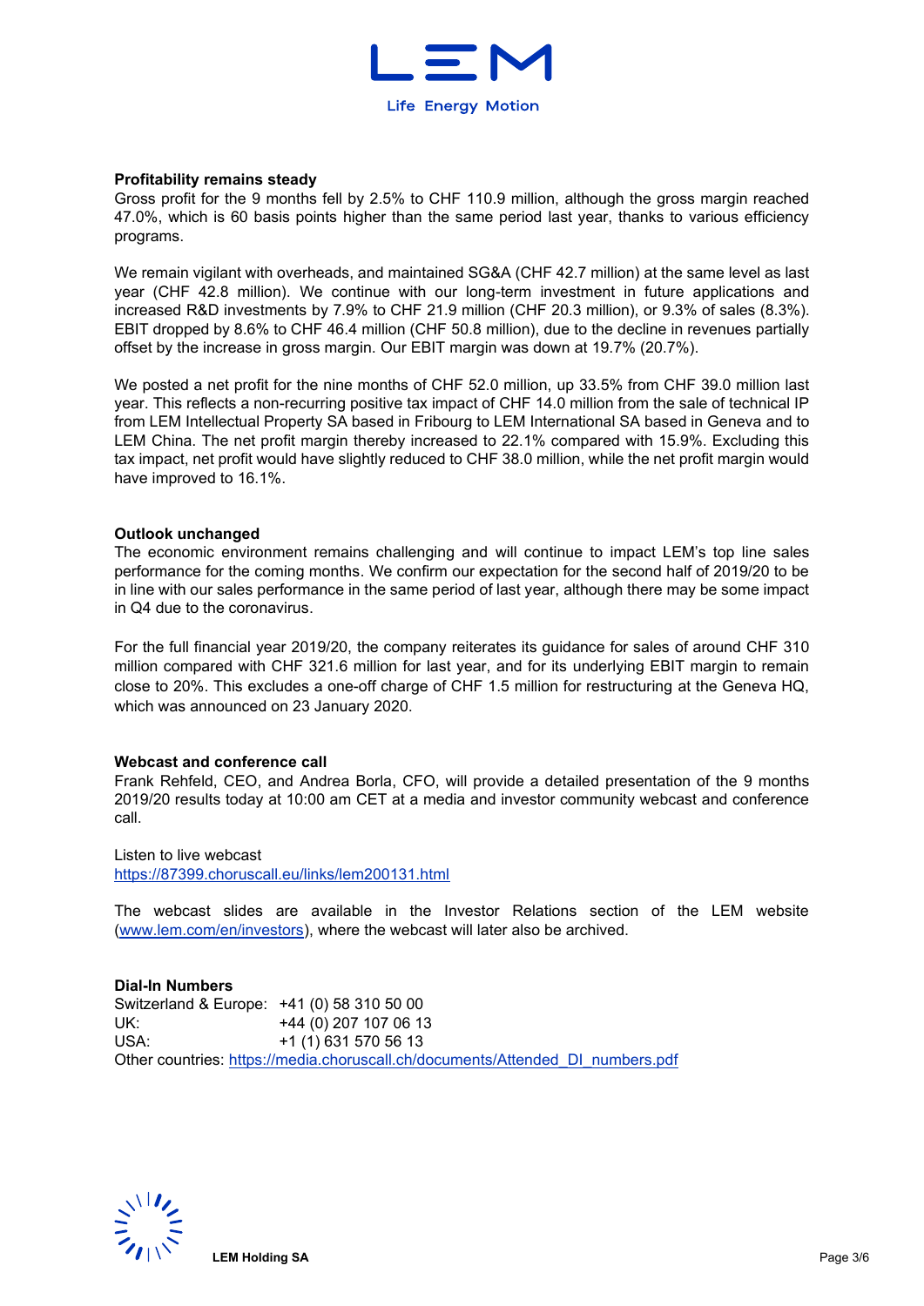**Profitability remains steady**

Gross profit for the 9 months fell by 2.5% to CHF 110.9 million, although the gross margin reached 47.0%, which is 60 basis points higher than the same period last year, thanks to various efficiency programs.

We remain vigilant with overheads, and maintained SG&A (CHF 42.7 million) at the same level as last year (CHF 42.8 million). We continue with our long-term investment in future applications and increased R&D investments by 7.9% to CHF 21.9 million (CHF 20.3 million), or 9.3% of sales (8.3%). EBIT dropped by 8.6% to CHF 46.4 million (CHF 50.8 million), due to the decline in revenues partially offset by the increase in gross margin. Our EBIT margin was down at 19.7% (20.7%).

We posted a net profit for the nine months of CHF 52.0 million, up 33.5% from CHF 39.0 million last year. This reflects a non-recurring positive tax impact of CHF 14.0 million from the sale of technical IP from LEM Intellectual Property SA based in Fribourg to LEM International SA based in Geneva and to LEM China. The net profit margin thereby increased to 22.1% compared with 15.9%. Excluding this tax impact, net profit would have slightly reduced to CHF 38.0 million, while the net profit margin would have improved to 16.1%.

**Outlook unchanged**

The economic environment remains challenging and will continue to impact LEM's top line sales performance for the coming months. We confirm our expectation for the second half of 2019/20 to be in line with our sales performance in the same period of last year, although there may be some impact in Q4 due to the coronavirus.

For the full financial year 2019/20, the company reiterates its guidance for sales of around CHF 310 million compared with CHF 321.6 million for last year, and for its underlying EBIT margin to remain close to 20%. This excludes a one-off charge of CHF 1.5 million for restructuring at the Geneva HQ, which was announced on 23 January 2020.

**Webcast and conference call**

Frank Rehfeld, CEO, and Andrea Borla, CFO, will provide a detailed presentation of the 9 months 2019/20 results today at 10:00 am CET at a media and investor community webcast and conference call.

Listen to live webcast
https://87399.choruscall.eu/links/lem200131.html

The webcast slides are available in the Investor Relations section of the LEM website (www.lem.com/en/investors), where the webcast will later also be archived.

**Dial-In Numbers**

Switzerland & Europe: +41 (0) 58 310 50 00
UK: +44 (0) 207 107 06 13
USA: +1 (1) 631 570 56 13
Other countries: https://media.choruscall.ch/documents/Attended_DI_numbers.pdf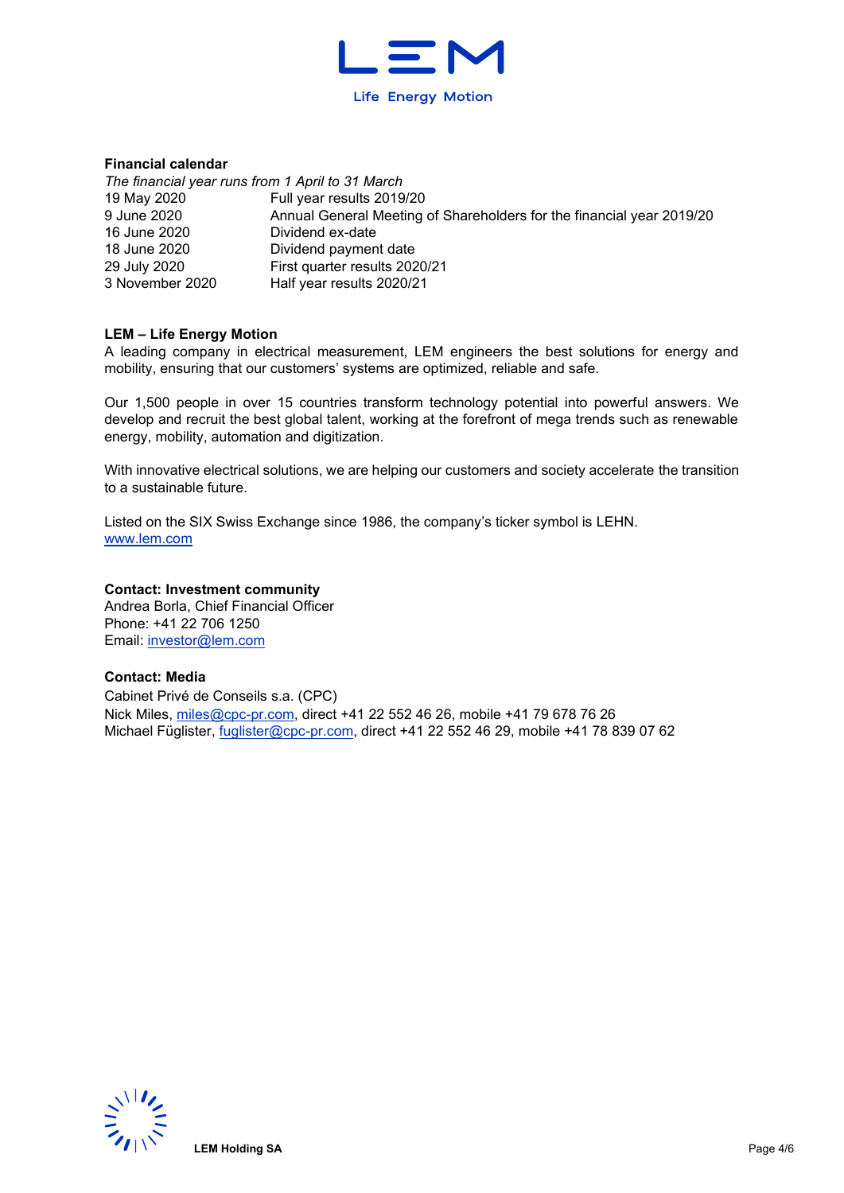**Financial calendar**

*The financial year runs from 1 April to 31 March*

| | |
|---|---|
| 19 May 2020 | Full year results 2019/20 |
| 9 June 2020 | Annual General Meeting of Shareholders for the financial year 2019/20 |
| 16 June 2020 | Dividend ex-date |
| 18 June 2020 | Dividend payment date |
| 29 July 2020 | First quarter results 2020/21 |
| 3 November 2020 | Half year results 2020/21 |

**LEM – Life Energy Motion**

A leading company in electrical measurement, LEM engineers the best solutions for energy and mobility, ensuring that our customers' systems are optimized, reliable and safe.

Our 1,500 people in over 15 countries transform technology potential into powerful answers. We develop and recruit the best global talent, working at the forefront of mega trends such as renewable energy, mobility, automation and digitization.

With innovative electrical solutions, we are helping our customers and society accelerate the transition to a sustainable future.

Listed on the SIX Swiss Exchange since 1986, the company's ticker symbol is LEHN.
www.lem.com

**Contact: Investment community**

Andrea Borla, Chief Financial Officer
Phone: +41 22 706 1250
Email: investor@lem.com

**Contact: Media**

Cabinet Privé de Conseils s.a. (CPC)
Nick Miles, miles@cpc-pr.com, direct +41 22 552 46 26, mobile +41 79 678 76 26
Michael Füglister, fuglister@cpc-pr.com, direct +41 22 552 46 29, mobile +41 78 839 07 62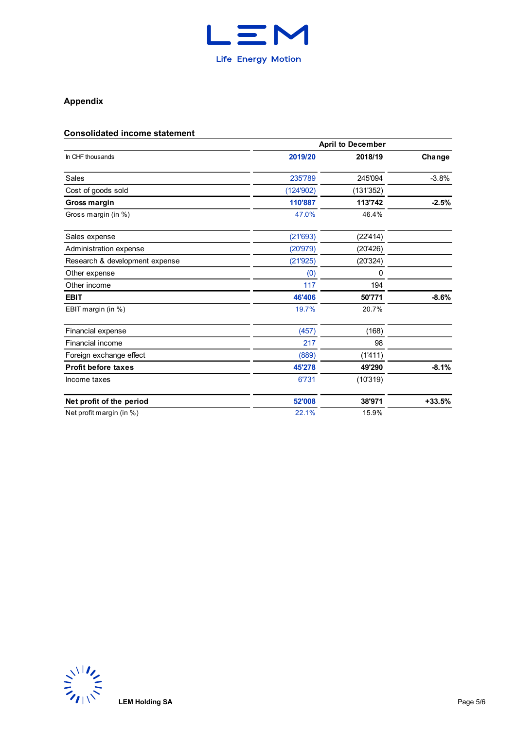## Appendix

### Consolidated income statement

| In CHF thousands | April to December | | |
|---|---|---|---|
| | **2019/20** | **2018/19** | **Change** |
| Sales | 235'789 | 245'094 | -3.8% |
| Cost of goods sold | (124'902) | (131'352) | |
| **Gross margin** | **110'887** | **113'742** | **-2.5%** |
| Gross margin (in %) | 47.0% | 46.4% | |
| Sales expense | (21'693) | (22'414) | |
| Administration expense | (20'979) | (20'426) | |
| Research & development expense | (21'925) | (20'324) | |
| Other expense | (0) | 0 | |
| Other income | 117 | 194 | |
| **EBIT** | **46'406** | **50'771** | **-8.6%** |
| EBIT margin (in %) | 19.7% | 20.7% | |
| Financial expense | (457) | (168) | |
| Financial income | 217 | 98 | |
| Foreign exchange effect | (889) | (1'411) | |
| **Profit before taxes** | **45'278** | **49'290** | **-8.1%** |
| Income taxes | 6'731 | (10'319) | |
| **Net profit of the period** | **52'008** | **38'971** | **+33.5%** |
| Net profit margin (in %) | 22.1% | 15.9% | |

LEM Holding SA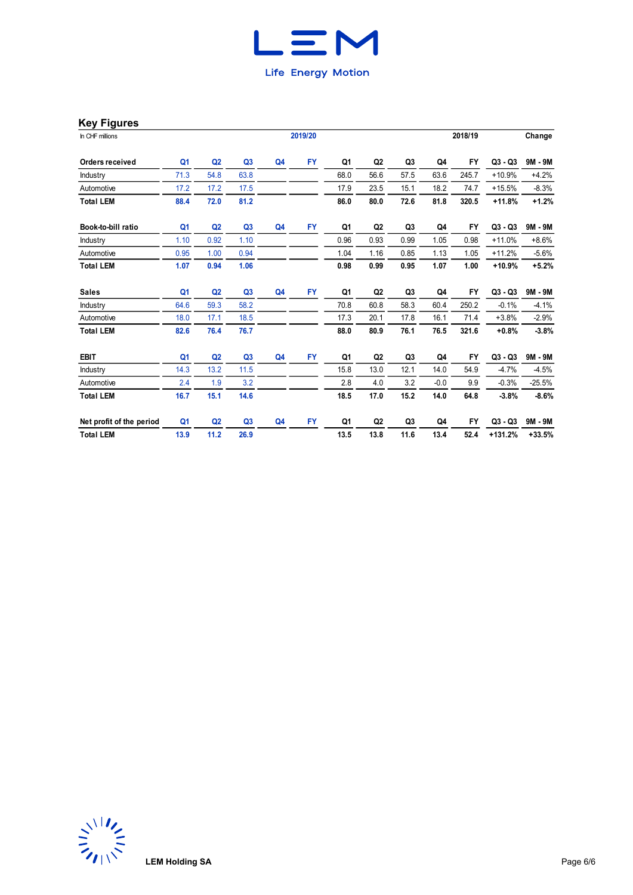## Key Figures

In CHF millions

| | 2019/20 | | | | | 2018/19 | | | | | Change | |
|---|---|---|---|---|---|---|---|---|---|---|---|---|
| **Orders received** | **Q1** | **Q2** | **Q3** | **Q4** | **FY** | **Q1** | **Q2** | **Q3** | **Q4** | **FY** | **Q3 - Q3** | **9M - 9M** |
| Industry | 71.3 | 54.8 | 63.8 | | | 68.0 | 56.6 | 57.5 | 63.6 | 245.7 | +10.9% | +4.2% |
| Automotive | 17.2 | 17.2 | 17.5 | | | 17.9 | 23.5 | 15.1 | 18.2 | 74.7 | +15.5% | -8.3% |
| **Total LEM** | **88.4** | **72.0** | **81.2** | | | **86.0** | **80.0** | **72.6** | **81.8** | **320.5** | **+11.8%** | **+1.2%** |
| **Book-to-bill ratio** | **Q1** | **Q2** | **Q3** | **Q4** | **FY** | **Q1** | **Q2** | **Q3** | **Q4** | **FY** | **Q3 - Q3** | **9M - 9M** |
| Industry | 1.10 | 0.92 | 1.10 | | | 0.96 | 0.93 | 0.99 | 1.05 | 0.98 | +11.0% | +8.6% |
| Automotive | 0.95 | 1.00 | 0.94 | | | 1.04 | 1.16 | 0.85 | 1.13 | 1.05 | +11.2% | -5.6% |
| **Total LEM** | **1.07** | **0.94** | **1.06** | | | **0.98** | **0.99** | **0.95** | **1.07** | **1.00** | **+10.9%** | **+5.2%** |
| **Sales** | **Q1** | **Q2** | **Q3** | **Q4** | **FY** | **Q1** | **Q2** | **Q3** | **Q4** | **FY** | **Q3 - Q3** | **9M - 9M** |
| Industry | 64.6 | 59.3 | 58.2 | | | 70.8 | 60.8 | 58.3 | 60.4 | 250.2 | -0.1% | -4.1% |
| Automotive | 18.0 | 17.1 | 18.5 | | | 17.3 | 20.1 | 17.8 | 16.1 | 71.4 | +3.8% | -2.9% |
| **Total LEM** | **82.6** | **76.4** | **76.7** | | | **88.0** | **80.9** | **76.1** | **76.5** | **321.6** | **+0.8%** | **-3.8%** |
| **EBIT** | **Q1** | **Q2** | **Q3** | **Q4** | **FY** | **Q1** | **Q2** | **Q3** | **Q4** | **FY** | **Q3 - Q3** | **9M - 9M** |
| Industry | 14.3 | 13.2 | 11.5 | | | 15.8 | 13.0 | 12.1 | 14.0 | 54.9 | -4.7% | -4.5% |
| Automotive | 2.4 | 1.9 | 3.2 | | | 2.8 | 4.0 | 3.2 | -0.0 | 9.9 | -0.3% | -25.5% |
| **Total LEM** | **16.7** | **15.1** | **14.6** | | | **18.5** | **17.0** | **15.2** | **14.0** | **64.8** | **-3.8%** | **-8.6%** |
| **Net profit of the period** | **Q1** | **Q2** | **Q3** | **Q4** | **FY** | **Q1** | **Q2** | **Q3** | **Q4** | **FY** | **Q3 - Q3** | **9M - 9M** |
| **Total LEM** | **13.9** | **11.2** | **26.9** | | | **13.5** | **13.8** | **11.6** | **13.4** | **52.4** | **+131.2%** | **+33.5%** |